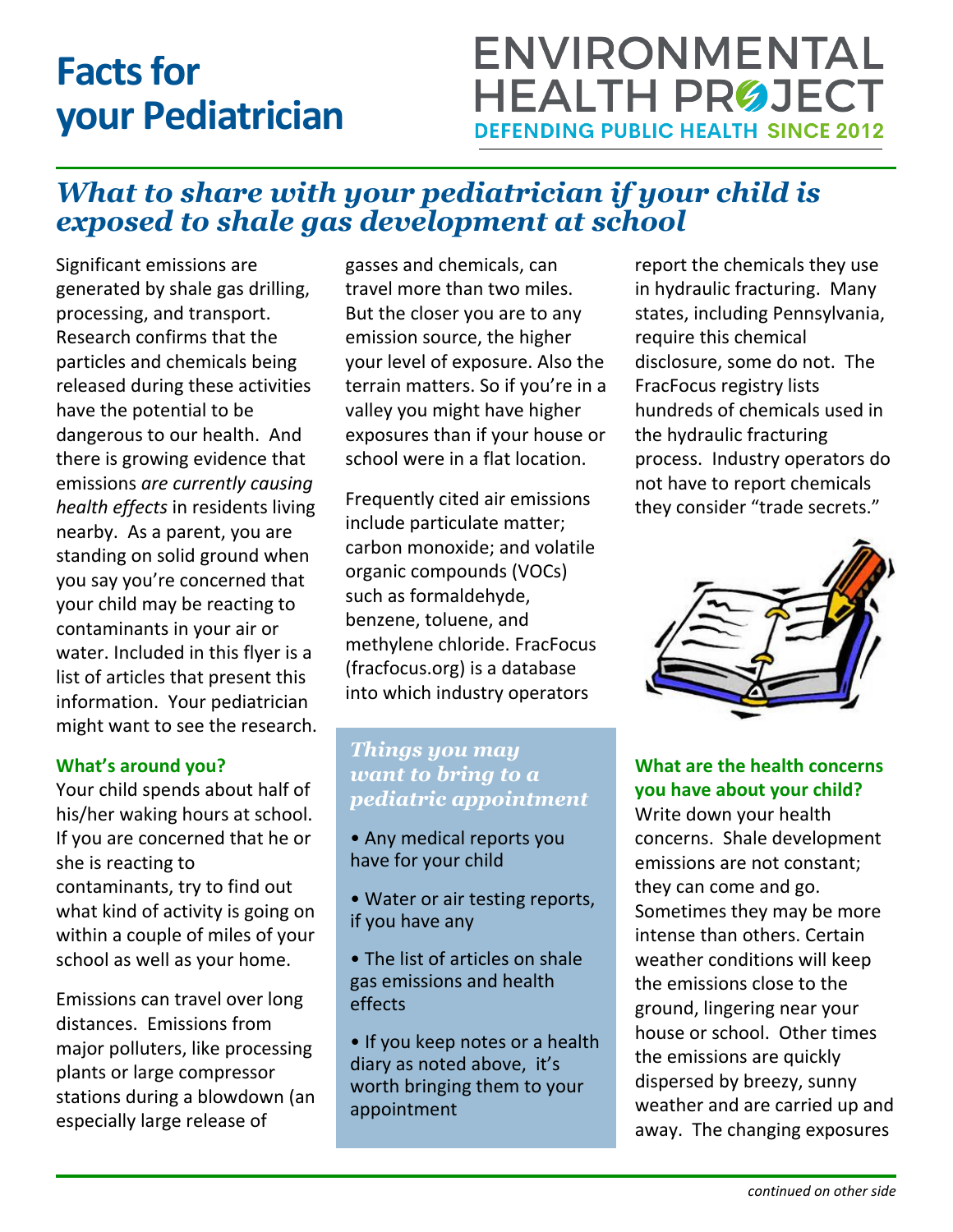# Facts for your Pediatrician

ENVIRONMENTAL HEALTH PROJECT
DEFENDING PUBLIC HEALTH SINCE 2012

## *What to share with your pediatrician if your child is exposed to shale gas development at school*

Significant emissions are generated by shale gas drilling, processing, and transport. Research confirms that the particles and chemicals being released during these activities have the potential to be dangerous to our health. And there is growing evidence that emissions *are currently causing health effects* in residents living nearby. As a parent, you are standing on solid ground when you say you're concerned that your child may be reacting to contaminants in your air or water. Included in this flyer is a list of articles that present this information. Your pediatrician might want to see the research.

### What's around you?

Your child spends about half of his/her waking hours at school. If you are concerned that he or she is reacting to contaminants, try to find out what kind of activity is going on within a couple of miles of your school as well as your home.

Emissions can travel over long distances. Emissions from major polluters, like processing plants or large compressor stations during a blowdown (an especially large release of gasses and chemicals, can travel more than two miles. But the closer you are to any emission source, the higher your level of exposure. Also the terrain matters. So if you're in a valley you might have higher exposures than if your house or school were in a flat location.

Frequently cited air emissions include particulate matter; carbon monoxide; and volatile organic compounds (VOCs) such as formaldehyde, benzene, toluene, and methylene chloride. FracFocus (fracfocus.org) is a database into which industry operators report the chemicals they use in hydraulic fracturing. Many states, including Pennsylvania, require this chemical disclosure, some do not. The FracFocus registry lists hundreds of chemicals used in the hydraulic fracturing process. Industry operators do not have to report chemicals they consider "trade secrets."

### *Things you may want to bring to a pediatric appointment*

- Any medical reports you have for your child
- Water or air testing reports, if you have any
- The list of articles on shale gas emissions and health effects
- If you keep notes or a health diary as noted above, it's worth bringing them to your appointment

### What are the health concerns you have about your child?

Write down your health concerns. Shale development emissions are not constant; they can come and go. Sometimes they may be more intense than others. Certain weather conditions will keep the emissions close to the ground, lingering near your house or school. Other times the emissions are quickly dispersed by breezy, sunny weather and are carried up and away. The changing exposures

*continued on other side*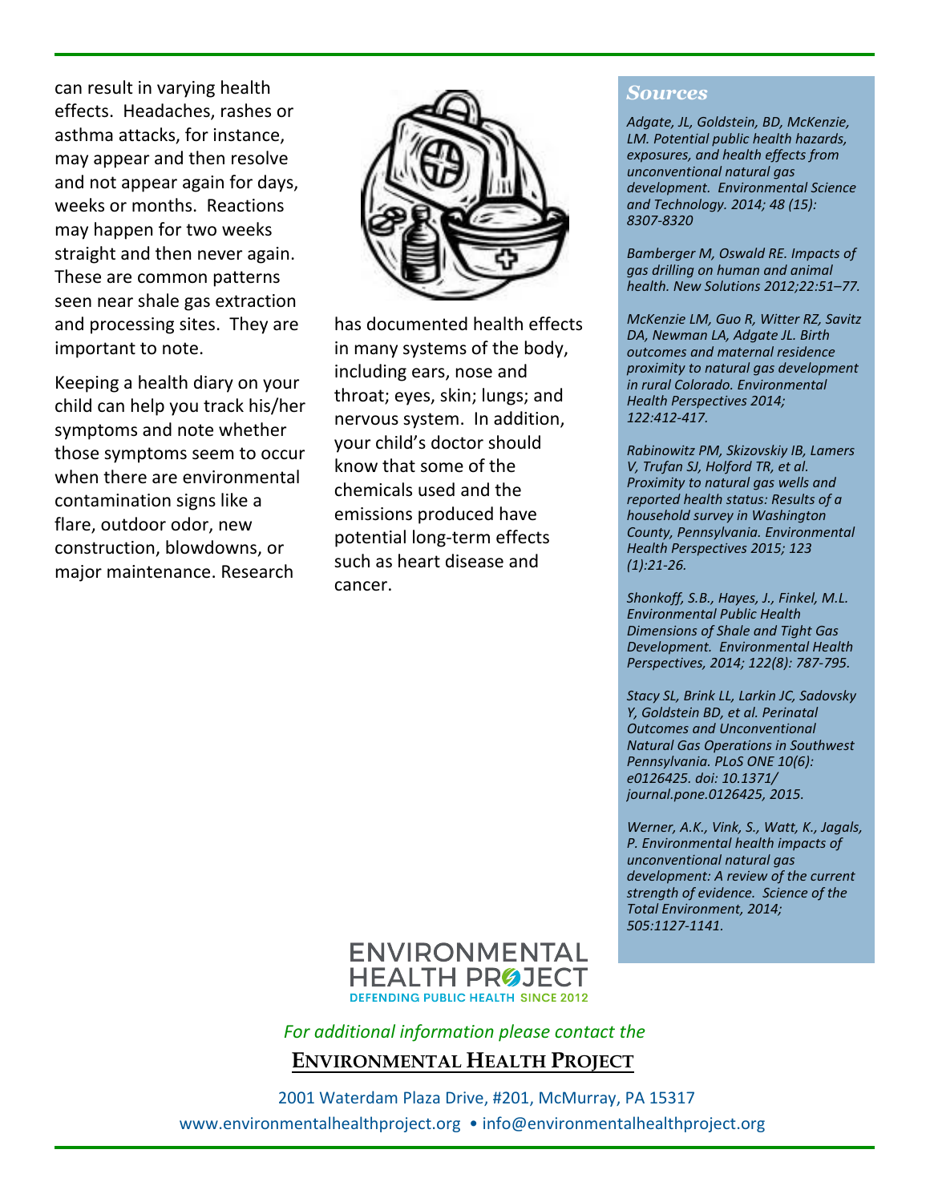can result in varying health effects. Headaches, rashes or asthma attacks, for instance, may appear and then resolve and not appear again for days, weeks or months. Reactions may happen for two weeks straight and then never again. These are common patterns seen near shale gas extraction and processing sites. They are important to note.

Keeping a health diary on your child can help you track his/her symptoms and note whether those symptoms seem to occur when there are environmental contamination signs like a flare, outdoor odor, new construction, blowdowns, or major maintenance. Research has documented health effects in many systems of the body, including ears, nose and throat; eyes, skin; lungs; and nervous system. In addition, your child's doctor should know that some of the chemicals used and the emissions produced have potential long-term effects such as heart disease and cancer.

## *Sources*

*Adgate, JL, Goldstein, BD, McKenzie, LM. Potential public health hazards, exposures, and health effects from unconventional natural gas development. Environmental Science and Technology. 2014; 48 (15): 8307-8320*

*Bamberger M, Oswald RE. Impacts of gas drilling on human and animal health. New Solutions 2012;22:51–77.*

*McKenzie LM, Guo R, Witter RZ, Savitz DA, Newman LA, Adgate JL. Birth outcomes and maternal residence proximity to natural gas development in rural Colorado. Environmental Health Perspectives 2014; 122:412-417.*

*Rabinowitz PM, Skizovskiy IB, Lamers V, Trufan SJ, Holford TR, et al. Proximity to natural gas wells and reported health status: Results of a household survey in Washington County, Pennsylvania. Environmental Health Perspectives 2015; 123 (1):21-26.*

*Shonkoff, S.B., Hayes, J., Finkel, M.L. Environmental Public Health Dimensions of Shale and Tight Gas Development. Environmental Health Perspectives, 2014; 122(8): 787-795.*

*Stacy SL, Brink LL, Larkin JC, Sadovsky Y, Goldstein BD, et al. Perinatal Outcomes and Unconventional Natural Gas Operations in Southwest Pennsylvania. PLoS ONE 10(6): e0126425. doi: 10.1371/journal.pone.0126425, 2015.*

*Werner, A.K., Vink, S., Watt, K., Jagals, P. Environmental health impacts of unconventional natural gas development: A review of the current strength of evidence. Science of the Total Environment, 2014; 505:1127-1141.*

ENVIRONMENTAL HEALTH PROJECT
DEFENDING PUBLIC HEALTH SINCE 2012

*For additional information please contact the*

**ENVIRONMENTAL HEALTH PROJECT**

2001 Waterdam Plaza Drive, #201, McMurray, PA 15317
www.environmentalhealthproject.org • info@environmentalhealthproject.org